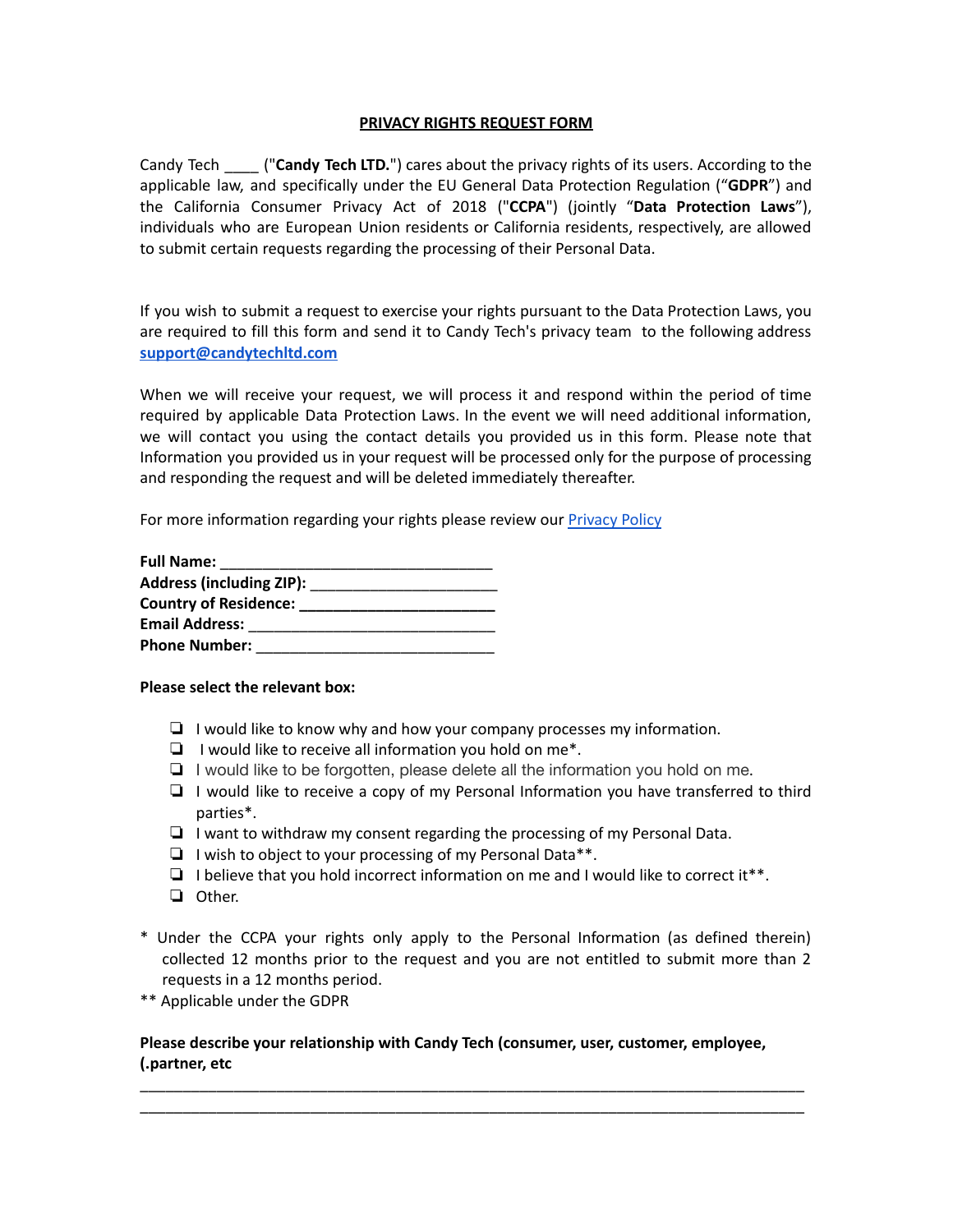**<u>PRIVACY RIGHTS REQUEST FORM</u>**

Candy Tech ____ ("**Candy Tech LTD.**") cares about the privacy rights of its users. According to the applicable law, and specifically under the EU General Data Protection Regulation ("**GDPR**") and the California Consumer Privacy Act of 2018 ("**CCPA**") (jointly "**Data Protection Laws**"), individuals who are European Union residents or California residents, respectively, are allowed to submit certain requests regarding the processing of their Personal Data.

If you wish to submit a request to exercise your rights pursuant to the Data Protection Laws, you are required to fill this form and send it to Candy Tech's privacy team to the following address **support@candytechltd.com**

When we will receive your request, we will process it and respond within the period of time required by applicable Data Protection Laws. In the event we will need additional information, we will contact you using the contact details you provided us in this form. Please note that Information you provided us in your request will be processed only for the purpose of processing and responding the request and will be deleted immediately thereafter.

For more information regarding your rights please review our Privacy Policy

**Full Name:** ________________________________
**Address (including ZIP):** ______________________
**Country of Residence:** _______________________
**Email Address:** ____________________________
**Phone Number:** ____________________________

**Please select the relevant box:**

- ❏ I would like to know why and how your company processes my information.
- ❏ I would like to receive all information you hold on me*.
- ❏ I would like to be forgotten, please delete all the information you hold on me.
- ❏ I would like to receive a copy of my Personal Information you have transferred to third parties*.
- ❏ I want to withdraw my consent regarding the processing of my Personal Data.
- ❏ I wish to object to your processing of my Personal Data**.
- ❏ I believe that you hold incorrect information on me and I would like to correct it**.
- ❏ Other.

\* Under the CCPA your rights only apply to the Personal Information (as defined therein) collected 12 months prior to the request and you are not entitled to submit more than 2 requests in a 12 months period.
** Applicable under the GDPR

**Please describe your relationship with Candy Tech (consumer, user, customer, employee, (.partner, etc**

______________________________________________________________________________
______________________________________________________________________________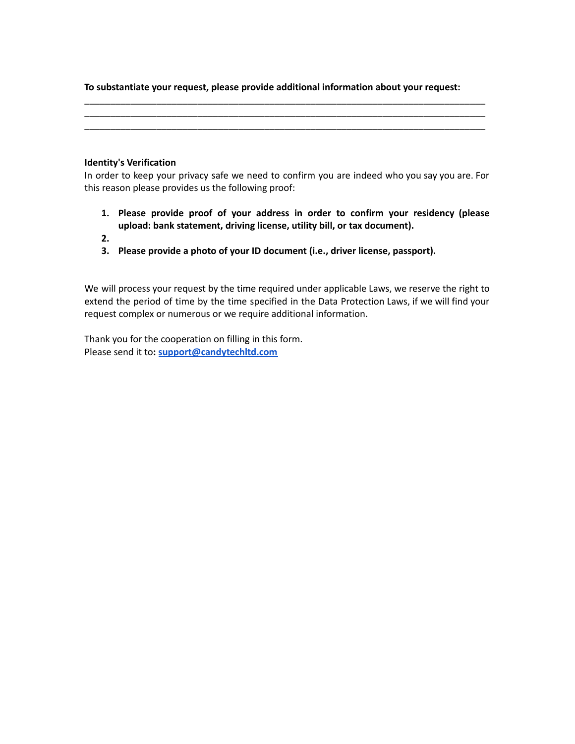**To substantiate your request, please provide additional information about your request:**

___________________________________________________________________________
___________________________________________________________________________
___________________________________________________________________________

**Identity's Verification**

In order to keep your privacy safe we need to confirm you are indeed who you say you are. For this reason please provides us the following proof:

1. **Please provide proof of your address in order to confirm your residency (please upload: bank statement, driving license, utility bill, or tax document).**
2. 
3. **Please provide a photo of your ID document (i.e., driver license, passport).**

We will process your request by the time required under applicable Laws, we reserve the right to extend the period of time by the time specified in the Data Protection Laws, if we will find your request complex or numerous or we require additional information.

Thank you for the cooperation on filling in this form.
Please send it to**:** **support@candytechltd.com**